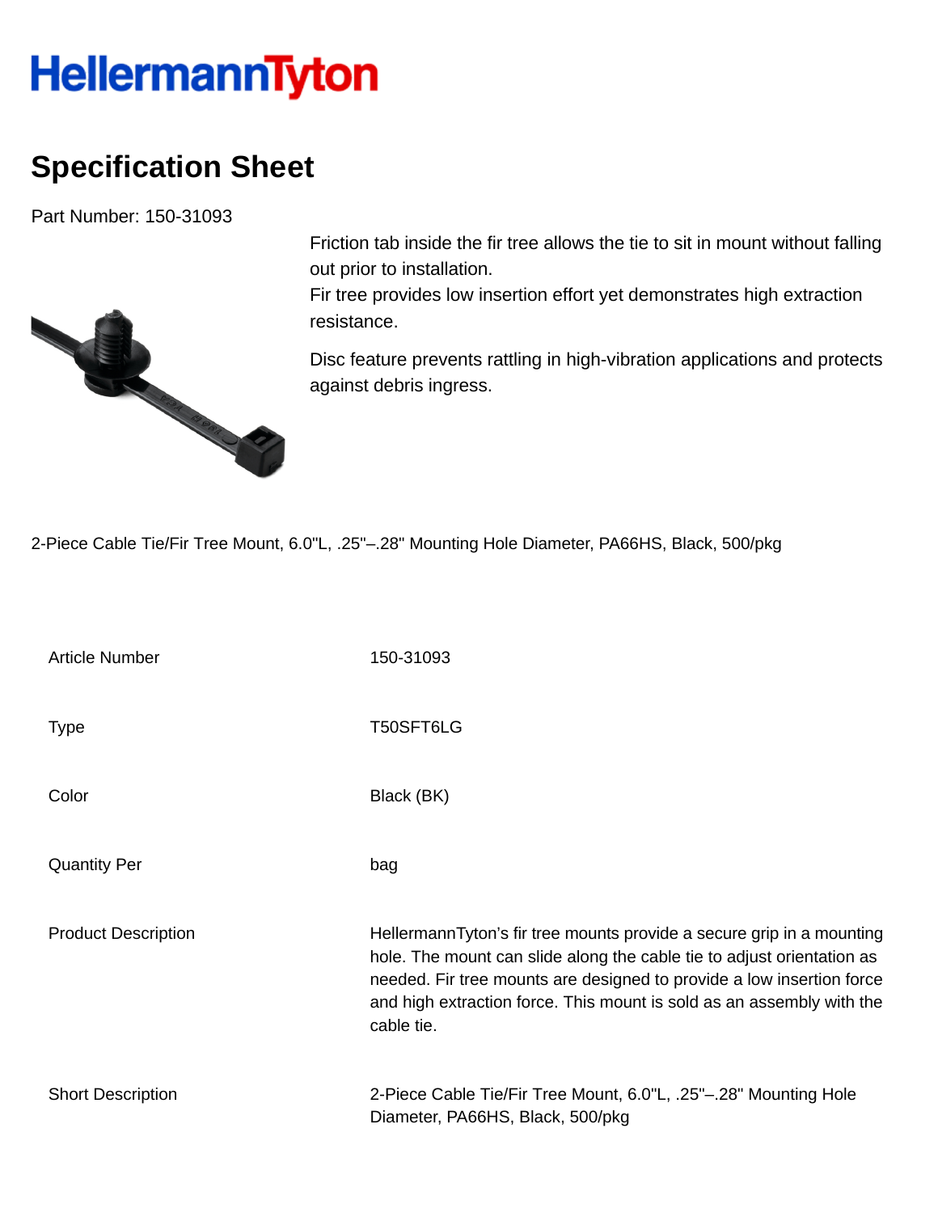# HellermannTyton

## Specification Sheet

Part Number: 150-31093

Friction tab inside the fir tree allows the tie to sit in mount without falling out prior to installation.
Fir tree provides low insertion effort yet demonstrates high extraction resistance.

Disc feature prevents rattling in high-vibration applications and protects against debris ingress.

2-Piece Cable Tie/Fir Tree Mount, 6.0"L, .25"–.28" Mounting Hole Diameter, PA66HS, Black, 500/pkg

| | |
|---|---|
| Article Number | 150-31093 |
| Type | T50SFT6LG |
| Color | Black (BK) |
| Quantity Per | bag |
| Product Description | HellermannTyton's fir tree mounts provide a secure grip in a mounting hole. The mount can slide along the cable tie to adjust orientation as needed. Fir tree mounts are designed to provide a low insertion force and high extraction force. This mount is sold as an assembly with the cable tie. |
| Short Description | 2-Piece Cable Tie/Fir Tree Mount, 6.0"L, .25"–.28" Mounting Hole Diameter, PA66HS, Black, 500/pkg |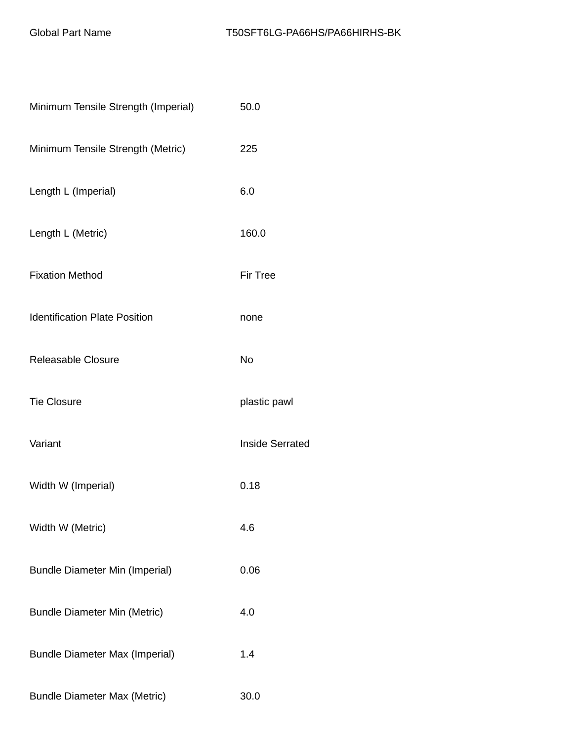| Global Part Name | T50SFT6LG-PA66HS/PA66HIRHS-BK |
|---|---|
| Minimum Tensile Strength (Imperial) | 50.0 |
| Minimum Tensile Strength (Metric) | 225 |
| Length L (Imperial) | 6.0 |
| Length L (Metric) | 160.0 |
| Fixation Method | Fir Tree |
| Identification Plate Position | none |
| Releasable Closure | No |
| Tie Closure | plastic pawl |
| Variant | Inside Serrated |
| Width W (Imperial) | 0.18 |
| Width W (Metric) | 4.6 |
| Bundle Diameter Min (Imperial) | 0.06 |
| Bundle Diameter Min (Metric) | 4.0 |
| Bundle Diameter Max (Imperial) | 1.4 |
| Bundle Diameter Max (Metric) | 30.0 |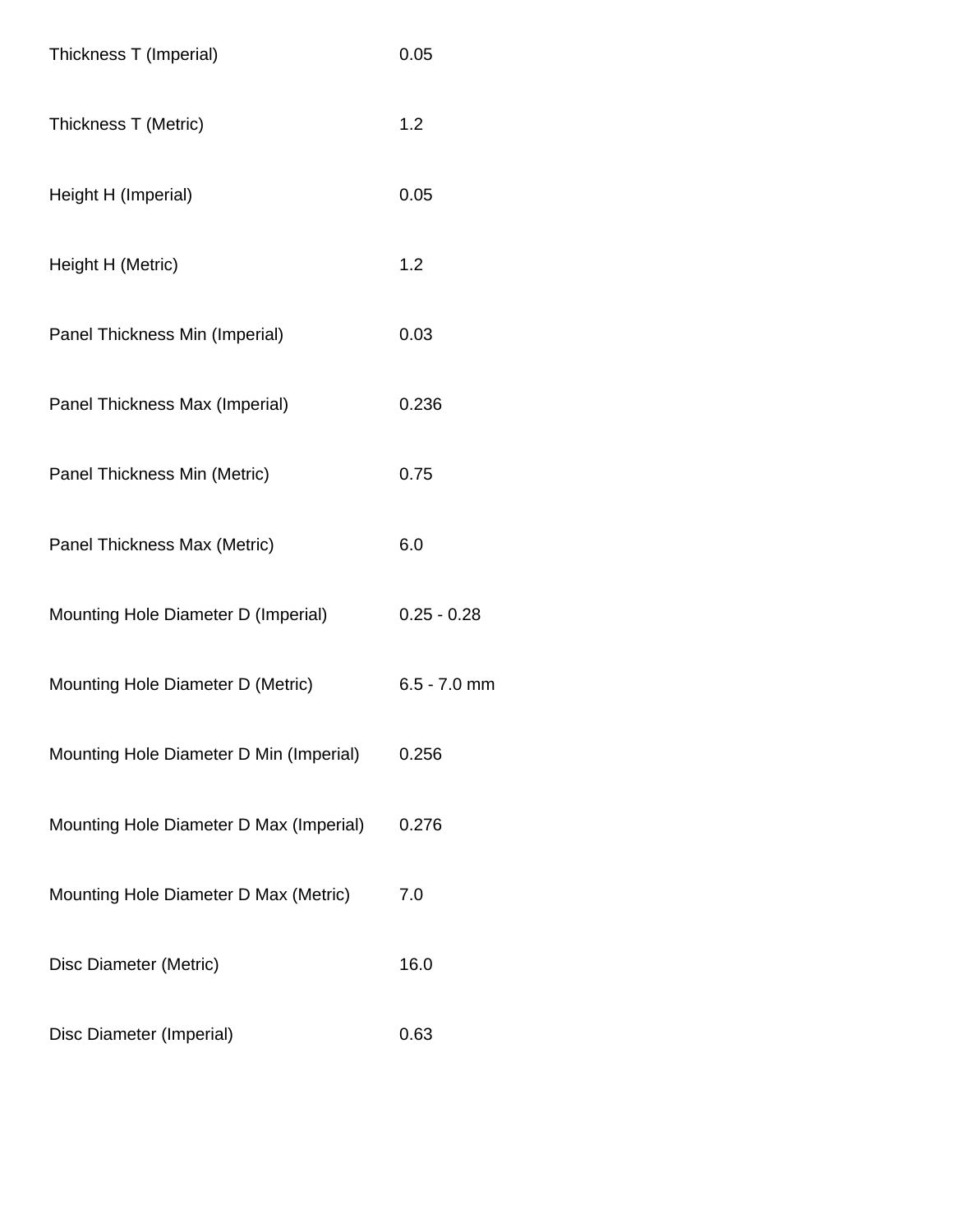| | |
|---|---|
| Thickness T (Imperial) | 0.05 |
| Thickness T (Metric) | 1.2 |
| Height H (Imperial) | 0.05 |
| Height H (Metric) | 1.2 |
| Panel Thickness Min (Imperial) | 0.03 |
| Panel Thickness Max (Imperial) | 0.236 |
| Panel Thickness Min (Metric) | 0.75 |
| Panel Thickness Max (Metric) | 6.0 |
| Mounting Hole Diameter D (Imperial) | 0.25 - 0.28 |
| Mounting Hole Diameter D (Metric) | 6.5 - 7.0 mm |
| Mounting Hole Diameter D Min (Imperial) | 0.256 |
| Mounting Hole Diameter D Max (Imperial) | 0.276 |
| Mounting Hole Diameter D Max (Metric) | 7.0 |
| Disc Diameter (Metric) | 16.0 |
| Disc Diameter (Imperial) | 0.63 |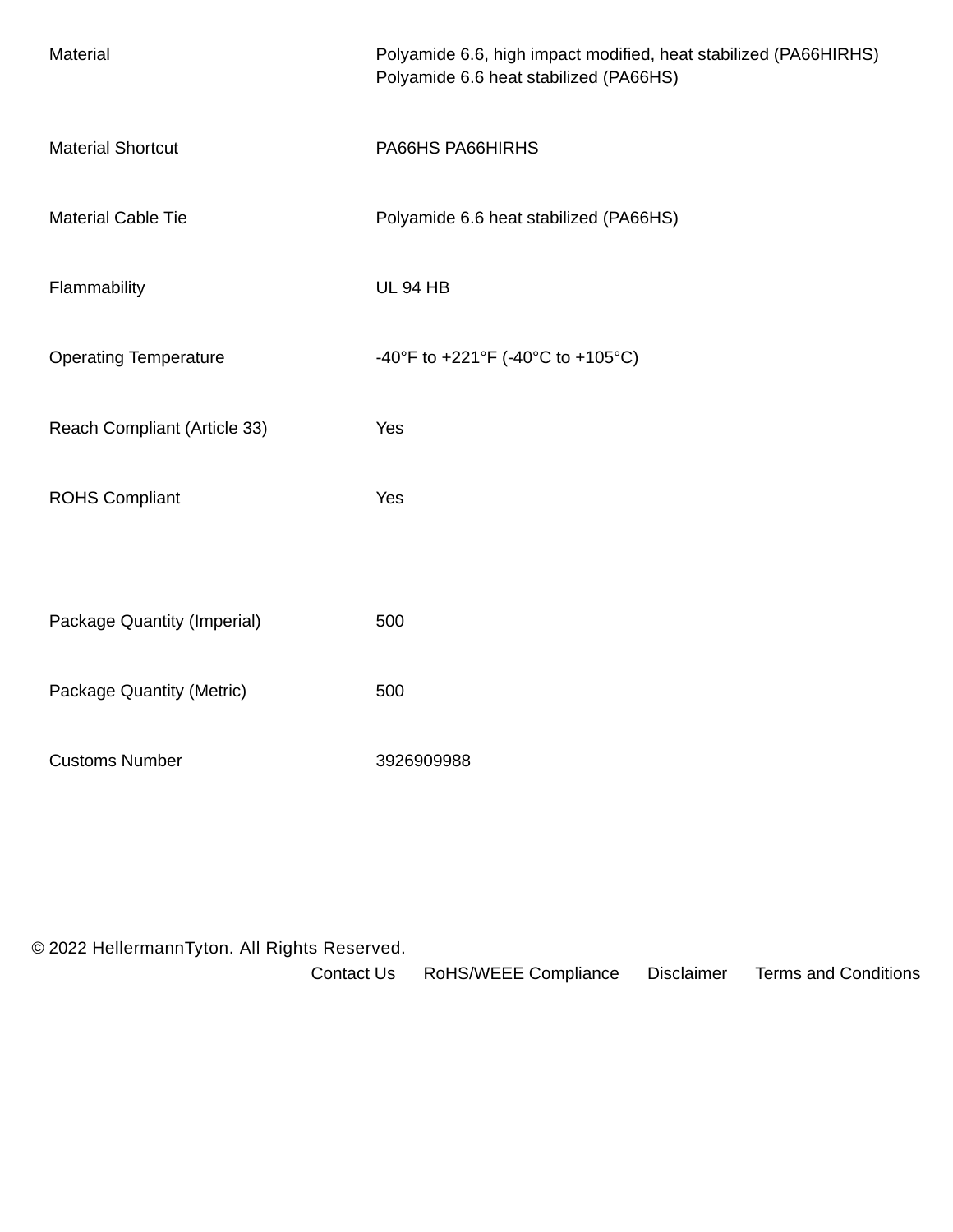| | |
|---|---|
| Material | Polyamide 6.6, high impact modified, heat stabilized (PA66HIRHS)<br>Polyamide 6.6 heat stabilized (PA66HS) |
| Material Shortcut | PA66HS PA66HIRHS |
| Material Cable Tie | Polyamide 6.6 heat stabilized (PA66HS) |
| Flammability | UL 94 HB |
| Operating Temperature | -40°F to +221°F (-40°C to +105°C) |
| Reach Compliant (Article 33) | Yes |
| ROHS Compliant | Yes |

| | |
|---|---|
| Package Quantity (Imperial) | 500 |
| Package Quantity (Metric) | 500 |
| Customs Number | 3926909988 |

© 2022 HellermannTyton. All Rights Reserved.

Contact Us RoHS/WEEE Compliance Disclaimer Terms and Conditions